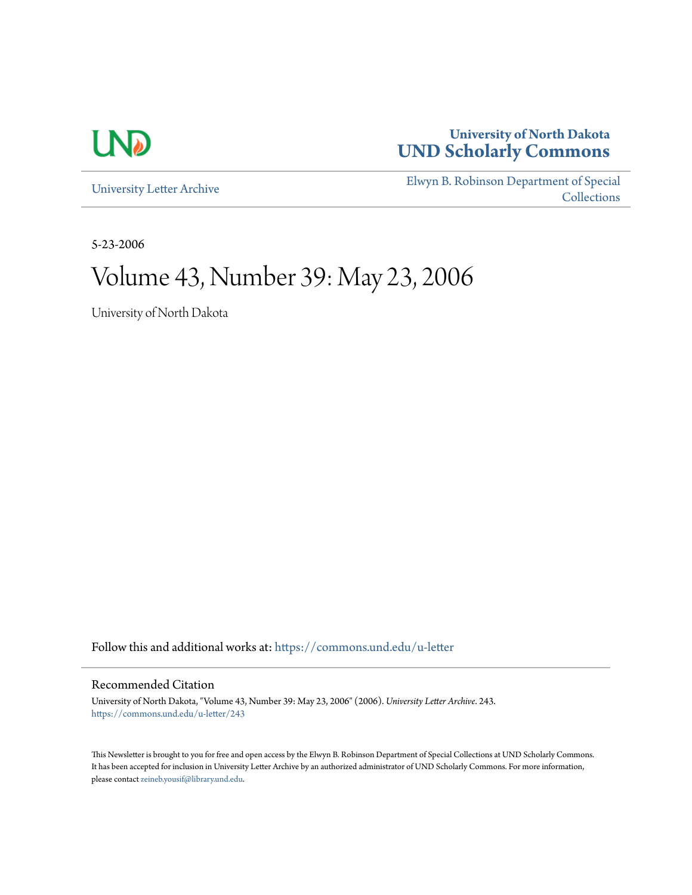University of North Dakota
**UND Scholarly Commons**

University Letter Archive

Elwyn B. Robinson Department of Special Collections

5-23-2006

# Volume 43, Number 39: May 23, 2006

University of North Dakota

Follow this and additional works at: https://commons.und.edu/u-letter

## Recommended Citation

University of North Dakota, "Volume 43, Number 39: May 23, 2006" (2006). *University Letter Archive*. 243.
https://commons.und.edu/u-letter/243

This Newsletter is brought to you for free and open access by the Elwyn B. Robinson Department of Special Collections at UND Scholarly Commons. It has been accepted for inclusion in University Letter Archive by an authorized administrator of UND Scholarly Commons. For more information, please contact zeineb.yousif@library.und.edu.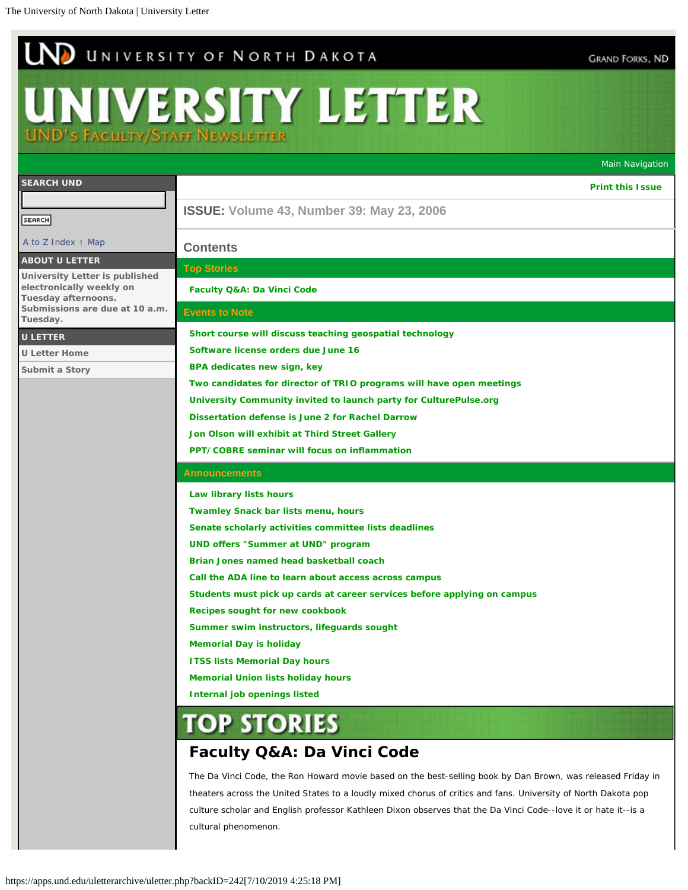# UNIVERSITY LETTER

UND's Faculty/Staff Newsletter

Main Navigation

**SEARCH UND**

SEARCH

A to Z Index : Map

**ABOUT U LETTER**

University Letter is published electronically weekly on Tuesday afternoons. Submissions are due at 10 a.m. Tuesday.

**U LETTER**

U Letter Home

Submit a Story

Print this Issue

**ISSUE:** Volume 43, Number 39: May 23, 2006

## Contents

### Top Stories

- Faculty Q&A: Da Vinci Code

### Events to Note

- Short course will discuss teaching geospatial technology
- Software license orders due June 16
- BPA dedicates new sign, key
- Two candidates for director of TRIO programs will have open meetings
- University Community invited to launch party for CulturePulse.org
- Dissertation defense is June 2 for Rachel Darrow
- Jon Olson will exhibit at Third Street Gallery
- PPT/COBRE seminar will focus on inflammation

### Announcements

- Law library lists hours
- Twamley Snack bar lists menu, hours
- Senate scholarly activities committee lists deadlines
- UND offers "Summer at UND" program
- Brian Jones named head basketball coach
- Call the ADA line to learn about access across campus
- Students must pick up cards at career services before applying on campus
- Recipes sought for new cookbook
- Summer swim instructors, lifeguards sought
- Memorial Day is holiday
- ITSS lists Memorial Day hours
- Memorial Union lists holiday hours
- Internal job openings listed

# TOP STORIES

## Faculty Q&A: Da Vinci Code

The Da Vinci Code, the Ron Howard movie based on the best-selling book by Dan Brown, was released Friday in theaters across the United States to a loudly mixed chorus of critics and fans. University of North Dakota pop culture scholar and English professor Kathleen Dixon observes that the Da Vinci Code--love it or hate it--is a cultural phenomenon.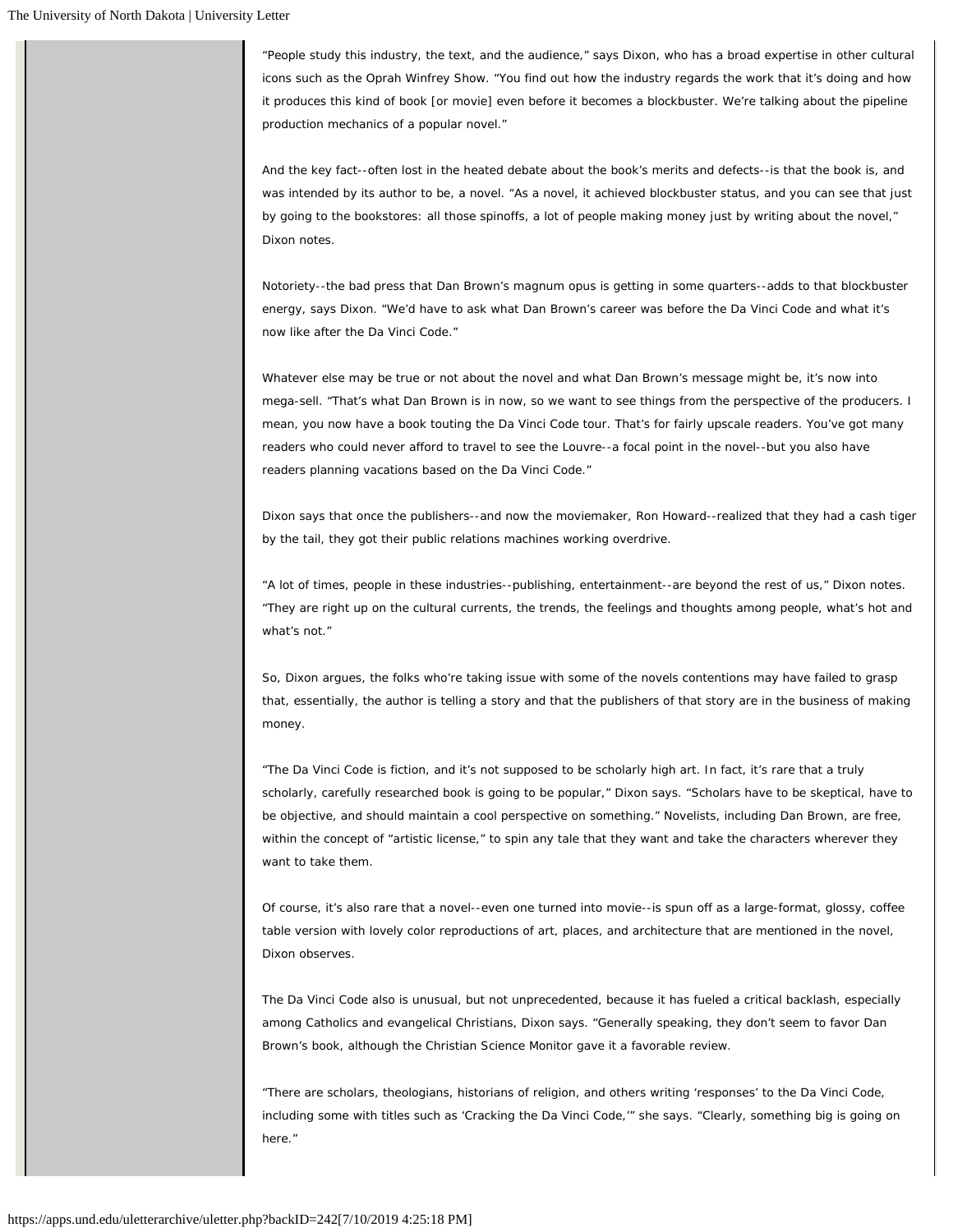"People study this industry, the text, and the audience," says Dixon, who has a broad expertise in other cultural icons such as the Oprah Winfrey Show. "You find out how the industry regards the work that it's doing and how it produces this kind of book [or movie] even before it becomes a blockbuster. We're talking about the pipeline production mechanics of a popular novel."

And the key fact--often lost in the heated debate about the book's merits and defects--is that the book is, and was intended by its author to be, a novel. "As a novel, it achieved blockbuster status, and you can see that just by going to the bookstores: all those spinoffs, a lot of people making money just by writing about the novel," Dixon notes.

Notoriety--the bad press that Dan Brown's magnum opus is getting in some quarters--adds to that blockbuster energy, says Dixon. "We'd have to ask what Dan Brown's career was before the Da Vinci Code and what it's now like after the Da Vinci Code."

Whatever else may be true or not about the novel and what Dan Brown's message might be, it's now into mega-sell. "That's what Dan Brown is in now, so we want to see things from the perspective of the producers. I mean, you now have a book touting the Da Vinci Code tour. That's for fairly upscale readers. You've got many readers who could never afford to travel to see the Louvre--a focal point in the novel--but you also have readers planning vacations based on the Da Vinci Code."

Dixon says that once the publishers--and now the moviemaker, Ron Howard--realized that they had a cash tiger by the tail, they got their public relations machines working overdrive.

"A lot of times, people in these industries--publishing, entertainment--are beyond the rest of us," Dixon notes. "They are right up on the cultural currents, the trends, the feelings and thoughts among people, what's hot and what's not."

So, Dixon argues, the folks who're taking issue with some of the novels contentions may have failed to grasp that, essentially, the author is telling a story and that the publishers of that story are in the business of making money.

"The Da Vinci Code is fiction, and it's not supposed to be scholarly high art. In fact, it's rare that a truly scholarly, carefully researched book is going to be popular," Dixon says. "Scholars have to be skeptical, have to be objective, and should maintain a cool perspective on something." Novelists, including Dan Brown, are free, within the concept of "artistic license," to spin any tale that they want and take the characters wherever they want to take them.

Of course, it's also rare that a novel--even one turned into movie--is spun off as a large-format, glossy, coffee table version with lovely color reproductions of art, places, and architecture that are mentioned in the novel, Dixon observes.

The Da Vinci Code also is unusual, but not unprecedented, because it has fueled a critical backlash, especially among Catholics and evangelical Christians, Dixon says. "Generally speaking, they don't seem to favor Dan Brown's book, although the Christian Science Monitor gave it a favorable review.

"There are scholars, theologians, historians of religion, and others writing 'responses' to the Da Vinci Code, including some with titles such as 'Cracking the Da Vinci Code,'" she says. "Clearly, something big is going on here."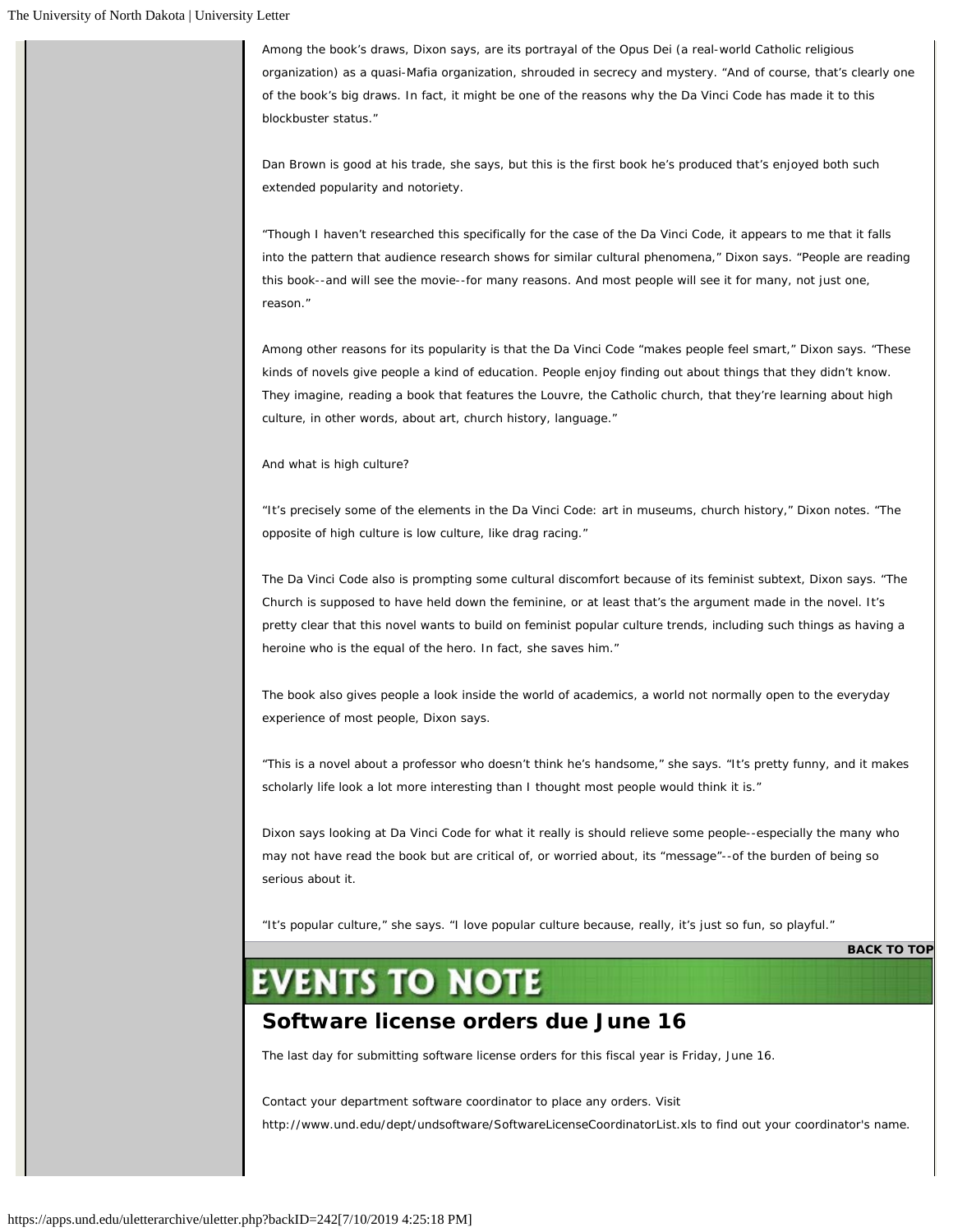Among the book's draws, Dixon says, are its portrayal of the Opus Dei (a real-world Catholic religious organization) as a quasi-Mafia organization, shrouded in secrecy and mystery. "And of course, that's clearly one of the book's big draws. In fact, it might be one of the reasons why the Da Vinci Code has made it to this blockbuster status."

Dan Brown is good at his trade, she says, but this is the first book he's produced that's enjoyed both such extended popularity and notoriety.

"Though I haven't researched this specifically for the case of the Da Vinci Code, it appears to me that it falls into the pattern that audience research shows for similar cultural phenomena," Dixon says. "People are reading this book--and will see the movie--for many reasons. And most people will see it for many, not just one, reason."

Among other reasons for its popularity is that the Da Vinci Code "makes people feel smart," Dixon says. "These kinds of novels give people a kind of education. People enjoy finding out about things that they didn't know. They imagine, reading a book that features the Louvre, the Catholic church, that they're learning about high culture, in other words, about art, church history, language."

And what is high culture?

"It's precisely some of the elements in the Da Vinci Code: art in museums, church history," Dixon notes. "The opposite of high culture is low culture, like drag racing."

The Da Vinci Code also is prompting some cultural discomfort because of its feminist subtext, Dixon says. "The Church is supposed to have held down the feminine, or at least that's the argument made in the novel. It's pretty clear that this novel wants to build on feminist popular culture trends, including such things as having a heroine who is the equal of the hero. In fact, she saves him."

The book also gives people a look inside the world of academics, a world not normally open to the everyday experience of most people, Dixon says.

"This is a novel about a professor who doesn't think he's handsome," she says. "It's pretty funny, and it makes scholarly life look a lot more interesting than I thought most people would think it is."

Dixon says looking at Da Vinci Code for what it really is should relieve some people--especially the many who may not have read the book but are critical of, or worried about, its "message"--of the burden of being so serious about it.

"It's popular culture," she says. "I love popular culture because, really, it's just so fun, so playful."

**BACK TO TOP**

# EVENTS TO NOTE

## Software license orders due June 16

The last day for submitting software license orders for this fiscal year is Friday, June 16.

Contact your department software coordinator to place any orders. Visit http://www.und.edu/dept/undsoftware/SoftwareLicenseCoordinatorList.xls to find out your coordinator's name.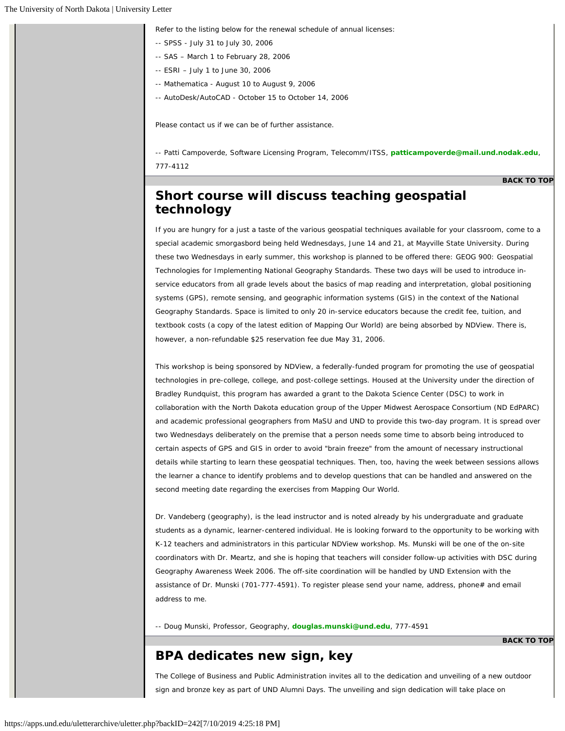Refer to the listing below for the renewal schedule of annual licenses:

-- SPSS - July 31 to July 30, 2006

-- SAS – March 1 to February 28, 2006

-- ESRI – July 1 to June 30, 2006

-- Mathematica - August 10 to August 9, 2006

-- AutoDesk/AutoCAD - October 15 to October 14, 2006

Please contact us if we can be of further assistance.

-- Patti Campoverde, Software Licensing Program, Telecomm/ITSS, **patticampoverde@mail.und.nodak.edu**, 777-4112

**BACK TO TOP**

## Short course will discuss teaching geospatial technology

If you are hungry for a just a taste of the various geospatial techniques available for your classroom, come to a special academic smorgasbord being held Wednesdays, June 14 and 21, at Mayville State University. During these two Wednesdays in early summer, this workshop is planned to be offered there: GEOG 900: Geospatial Technologies for Implementing National Geography Standards. These two days will be used to introduce in-service educators from all grade levels about the basics of map reading and interpretation, global positioning systems (GPS), remote sensing, and geographic information systems (GIS) in the context of the National Geography Standards. Space is limited to only 20 in-service educators because the credit fee, tuition, and textbook costs (a copy of the latest edition of Mapping Our World) are being absorbed by NDView. There is, however, a non-refundable $25 reservation fee due May 31, 2006.

This workshop is being sponsored by NDView, a federally-funded program for promoting the use of geospatial technologies in pre-college, college, and post-college settings. Housed at the University under the direction of Bradley Rundquist, this program has awarded a grant to the Dakota Science Center (DSC) to work in collaboration with the North Dakota education group of the Upper Midwest Aerospace Consortium (ND EdPARC) and academic professional geographers from MaSU and UND to provide this two-day program. It is spread over two Wednesdays deliberately on the premise that a person needs some time to absorb being introduced to certain aspects of GPS and GIS in order to avoid "brain freeze" from the amount of necessary instructional details while starting to learn these geospatial techniques. Then, too, having the week between sessions allows the learner a chance to identify problems and to develop questions that can be handled and answered on the second meeting date regarding the exercises from Mapping Our World.

Dr. Vandeberg (geography), is the lead instructor and is noted already by his undergraduate and graduate students as a dynamic, learner-centered individual. He is looking forward to the opportunity to be working with K-12 teachers and administrators in this particular NDView workshop. Ms. Munski will be one of the on-site coordinators with Dr. Meartz, and she is hoping that teachers will consider follow-up activities with DSC during Geography Awareness Week 2006. The off-site coordination will be handled by UND Extension with the assistance of Dr. Munski (701-777-4591). To register please send your name, address, phone# and email address to me.

-- Doug Munski, Professor, Geography, **douglas.munski@und.edu**, 777-4591

**BACK TO TOP**

## BPA dedicates new sign, key

The College of Business and Public Administration invites all to the dedication and unveiling of a new outdoor sign and bronze key as part of UND Alumni Days. The unveiling and sign dedication will take place on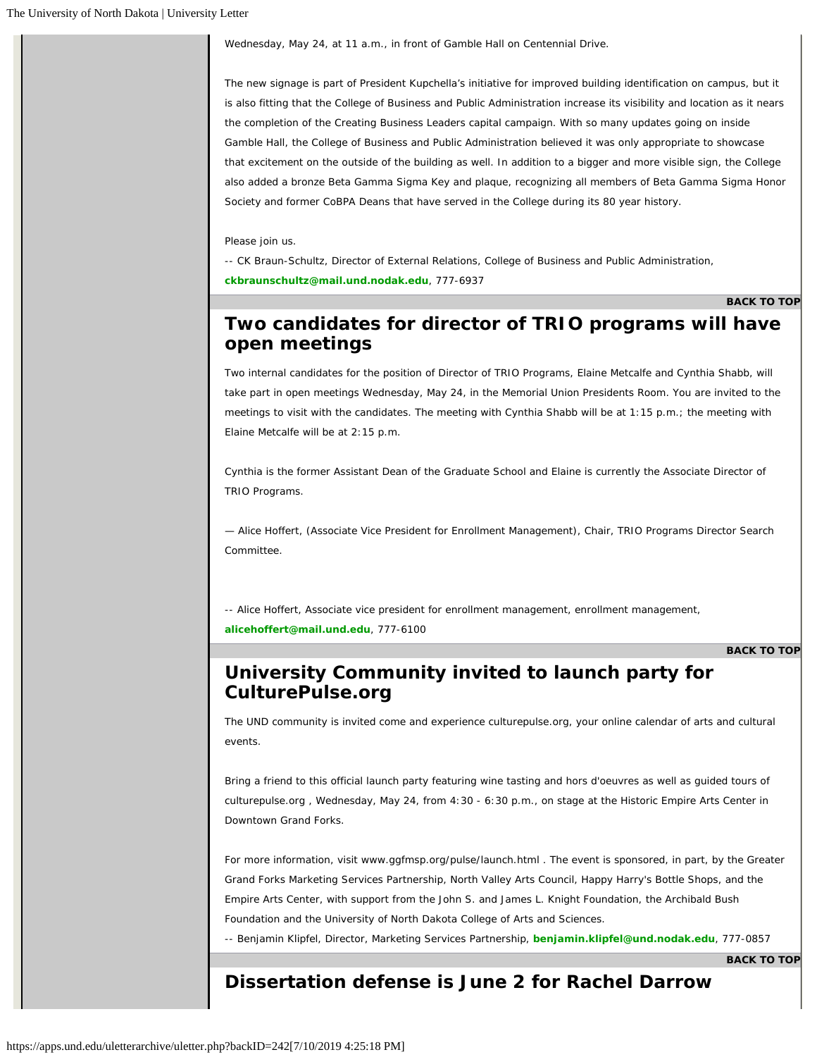Wednesday, May 24, at 11 a.m., in front of Gamble Hall on Centennial Drive.

The new signage is part of President Kupchella's initiative for improved building identification on campus, but it is also fitting that the College of Business and Public Administration increase its visibility and location as it nears the completion of the Creating Business Leaders capital campaign. With so many updates going on inside Gamble Hall, the College of Business and Public Administration believed it was only appropriate to showcase that excitement on the outside of the building as well. In addition to a bigger and more visible sign, the College also added a bronze Beta Gamma Sigma Key and plaque, recognizing all members of Beta Gamma Sigma Honor Society and former CoBPA Deans that have served in the College during its 80 year history.

Please join us.

-- CK Braun-Schultz, Director of External Relations, College of Business and Public Administration, **ckbraunschultz@mail.und.nodak.edu**, 777-6937

**BACK TO TOP**

## Two candidates for director of TRIO programs will have open meetings

Two internal candidates for the position of Director of TRIO Programs, Elaine Metcalfe and Cynthia Shabb, will take part in open meetings Wednesday, May 24, in the Memorial Union Presidents Room. You are invited to the meetings to visit with the candidates. The meeting with Cynthia Shabb will be at 1:15 p.m.; the meeting with Elaine Metcalfe will be at 2:15 p.m.

Cynthia is the former Assistant Dean of the Graduate School and Elaine is currently the Associate Director of TRIO Programs.

— Alice Hoffert, (Associate Vice President for Enrollment Management), Chair, TRIO Programs Director Search Committee.

-- Alice Hoffert, Associate vice president for enrollment management, enrollment management, **alicehoffert@mail.und.edu**, 777-6100

**BACK TO TOP**

## University Community invited to launch party for CulturePulse.org

The UND community is invited come and experience culturepulse.org, your online calendar of arts and cultural events.

Bring a friend to this official launch party featuring wine tasting and hors d'oeuvres as well as guided tours of culturepulse.org , Wednesday, May 24, from 4:30 - 6:30 p.m., on stage at the Historic Empire Arts Center in Downtown Grand Forks.

For more information, visit www.ggfmsp.org/pulse/launch.html . The event is sponsored, in part, by the Greater Grand Forks Marketing Services Partnership, North Valley Arts Council, Happy Harry's Bottle Shops, and the Empire Arts Center, with support from the John S. and James L. Knight Foundation, the Archibald Bush Foundation and the University of North Dakota College of Arts and Sciences.

-- Benjamin Klipfel, Director, Marketing Services Partnership, **benjamin.klipfel@und.nodak.edu**, 777-0857

**BACK TO TOP**

## Dissertation defense is June 2 for Rachel Darrow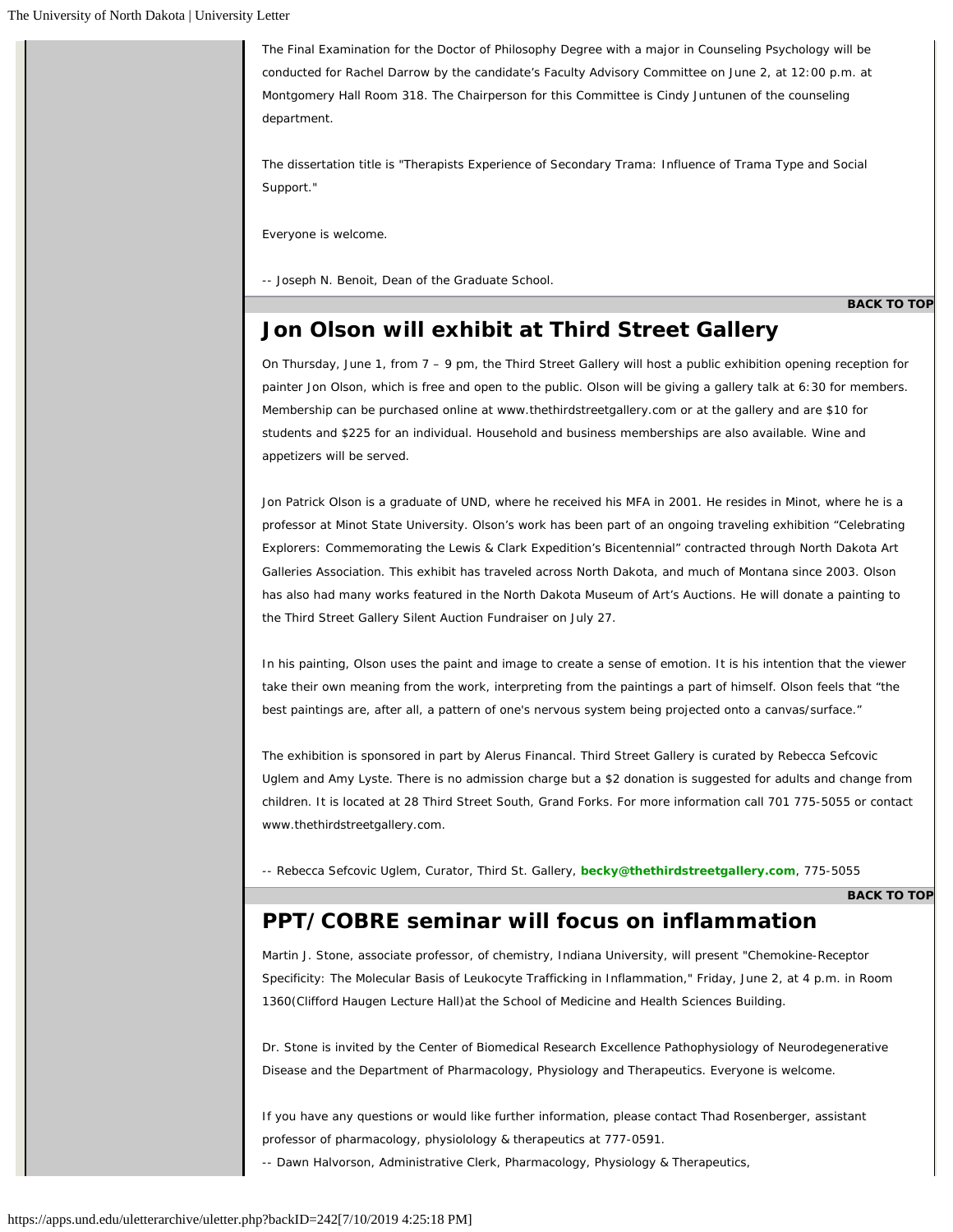The Final Examination for the Doctor of Philosophy Degree with a major in Counseling Psychology will be conducted for Rachel Darrow by the candidate's Faculty Advisory Committee on June 2, at 12:00 p.m. at Montgomery Hall Room 318. The Chairperson for this Committee is Cindy Juntunen of the counseling department.

The dissertation title is "Therapists Experience of Secondary Trama: Influence of Trama Type and Social Support."

Everyone is welcome.

-- Joseph N. Benoit, Dean of the Graduate School.

**BACK TO TOP**

## Jon Olson will exhibit at Third Street Gallery

On Thursday, June 1, from 7 – 9 pm, the Third Street Gallery will host a public exhibition opening reception for painter Jon Olson, which is free and open to the public. Olson will be giving a gallery talk at 6:30 for members. Membership can be purchased online at www.thethirdstreetgallery.com or at the gallery and are $10 for students and $225 for an individual. Household and business memberships are also available. Wine and appetizers will be served.

Jon Patrick Olson is a graduate of UND, where he received his MFA in 2001. He resides in Minot, where he is a professor at Minot State University. Olson's work has been part of an ongoing traveling exhibition "Celebrating Explorers: Commemorating the Lewis & Clark Expedition's Bicentennial" contracted through North Dakota Art Galleries Association. This exhibit has traveled across North Dakota, and much of Montana since 2003. Olson has also had many works featured in the North Dakota Museum of Art's Auctions. He will donate a painting to the Third Street Gallery Silent Auction Fundraiser on July 27.

In his painting, Olson uses the paint and image to create a sense of emotion. It is his intention that the viewer take their own meaning from the work, interpreting from the paintings a part of himself. Olson feels that "the best paintings are, after all, a pattern of one's nervous system being projected onto a canvas/surface."

The exhibition is sponsored in part by Alerus Financal. Third Street Gallery is curated by Rebecca Sefcovic Uglem and Amy Lyste. There is no admission charge but a $2 donation is suggested for adults and change from children. It is located at 28 Third Street South, Grand Forks. For more information call 701 775-5055 or contact www.thethirdstreetgallery.com.

-- Rebecca Sefcovic Uglem, Curator, Third St. Gallery, **becky@thethirdstreetgallery.com**, 775-5055

**BACK TO TOP**

## PPT/COBRE seminar will focus on inflammation

Martin J. Stone, associate professor, of chemistry, Indiana University, will present "Chemokine-Receptor Specificity: The Molecular Basis of Leukocyte Trafficking in Inflammation," Friday, June 2, at 4 p.m. in Room 1360(Clifford Haugen Lecture Hall)at the School of Medicine and Health Sciences Building.

Dr. Stone is invited by the Center of Biomedical Research Excellence Pathophysiology of Neurodegenerative Disease and the Department of Pharmacology, Physiology and Therapeutics. Everyone is welcome.

If you have any questions or would like further information, please contact Thad Rosenberger, assistant professor of pharmacology, physiolology & therapeutics at 777-0591.

-- Dawn Halvorson, Administrative Clerk, Pharmacology, Physiology & Therapeutics,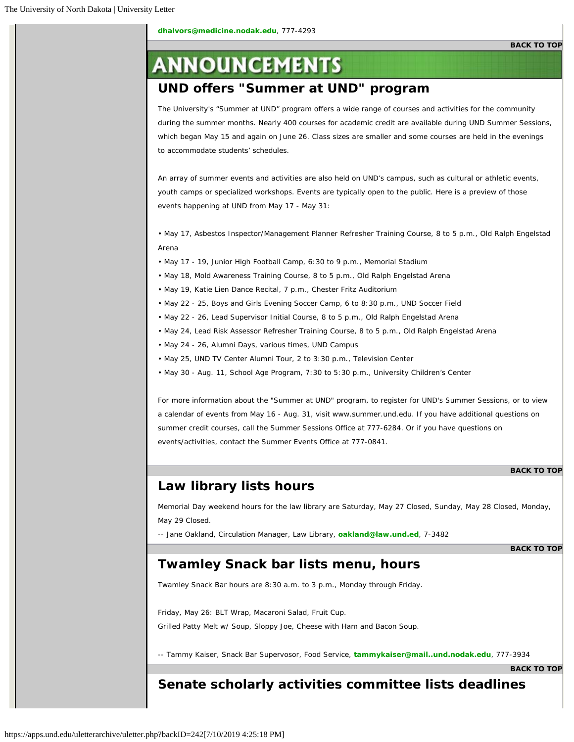**dhalvors@medicine.nodak.edu**, 777-4293

**BACK TO TOP**

# ANNOUNCEMENTS

## UND offers "Summer at UND" program

The University's "Summer at UND" program offers a wide range of courses and activities for the community during the summer months. Nearly 400 courses for academic credit are available during UND Summer Sessions, which began May 15 and again on June 26. Class sizes are smaller and some courses are held in the evenings to accommodate students' schedules.

An array of summer events and activities are also held on UND's campus, such as cultural or athletic events, youth camps or specialized workshops. Events are typically open to the public. Here is a preview of those events happening at UND from May 17 - May 31:

- May 17, Asbestos Inspector/Management Planner Refresher Training Course, 8 to 5 p.m., Old Ralph Engelstad Arena
- May 17 - 19, Junior High Football Camp, 6:30 to 9 p.m., Memorial Stadium
- May 18, Mold Awareness Training Course, 8 to 5 p.m., Old Ralph Engelstad Arena
- May 19, Katie Lien Dance Recital, 7 p.m., Chester Fritz Auditorium
- May 22 - 25, Boys and Girls Evening Soccer Camp, 6 to 8:30 p.m., UND Soccer Field
- May 22 - 26, Lead Supervisor Initial Course, 8 to 5 p.m., Old Ralph Engelstad Arena
- May 24, Lead Risk Assessor Refresher Training Course, 8 to 5 p.m., Old Ralph Engelstad Arena
- May 24 - 26, Alumni Days, various times, UND Campus
- May 25, UND TV Center Alumni Tour, 2 to 3:30 p.m., Television Center
- May 30 - Aug. 11, School Age Program, 7:30 to 5:30 p.m., University Children's Center

For more information about the "Summer at UND" program, to register for UND's Summer Sessions, or to view a calendar of events from May 16 - Aug. 31, visit www.summer.und.edu. If you have additional questions on summer credit courses, call the Summer Sessions Office at 777-6284. Or if you have questions on events/activities, contact the Summer Events Office at 777-0841.

**BACK TO TOP**

## Law library lists hours

Memorial Day weekend hours for the law library are Saturday, May 27 Closed, Sunday, May 28 Closed, Monday, May 29 Closed.

-- Jane Oakland, Circulation Manager, Law Library, **oakland@law.und.ed**, 7-3482

**BACK TO TOP**

## Twamley Snack bar lists menu, hours

Twamley Snack Bar hours are 8:30 a.m. to 3 p.m., Monday through Friday.

Friday, May 26: BLT Wrap, Macaroni Salad, Fruit Cup.
Grilled Patty Melt w/ Soup, Sloppy Joe, Cheese with Ham and Bacon Soup.

-- Tammy Kaiser, Snack Bar Supervosor, Food Service, **tammykaiser@mail..und.nodak.edu**, 777-3934

**BACK TO TOP**

## Senate scholarly activities committee lists deadlines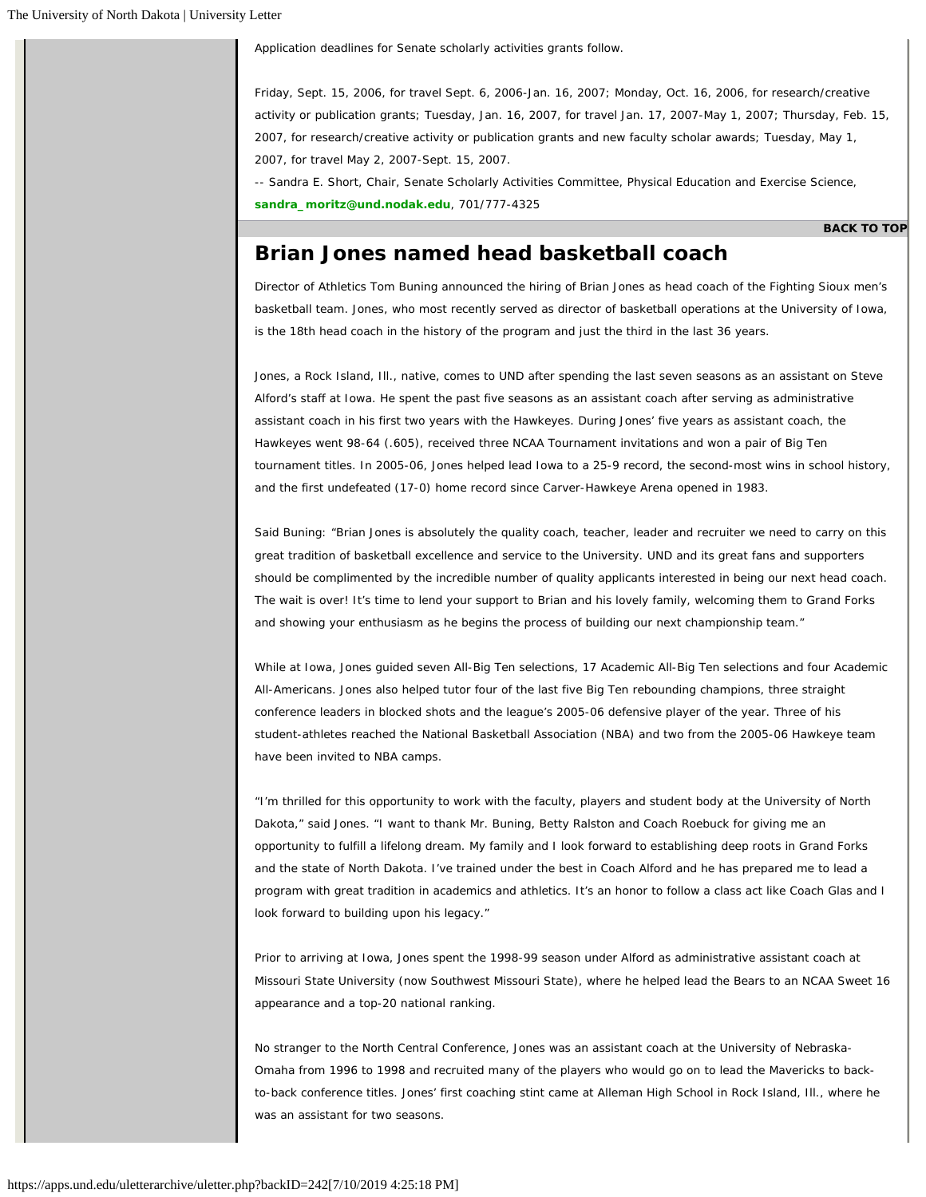Application deadlines for Senate scholarly activities grants follow.

Friday, Sept. 15, 2006, for travel Sept. 6, 2006-Jan. 16, 2007; Monday, Oct. 16, 2006, for research/creative activity or publication grants; Tuesday, Jan. 16, 2007, for travel Jan. 17, 2007-May 1, 2007; Thursday, Feb. 15, 2007, for research/creative activity or publication grants and new faculty scholar awards; Tuesday, May 1, 2007, for travel May 2, 2007-Sept. 15, 2007.

-- Sandra E. Short, Chair, Senate Scholarly Activities Committee, Physical Education and Exercise Science, **sandra_moritz@und.nodak.edu**, 701/777-4325

**BACK TO TOP**

## Brian Jones named head basketball coach

Director of Athletics Tom Buning announced the hiring of Brian Jones as head coach of the Fighting Sioux men's basketball team. Jones, who most recently served as director of basketball operations at the University of Iowa, is the 18th head coach in the history of the program and just the third in the last 36 years.

Jones, a Rock Island, Ill., native, comes to UND after spending the last seven seasons as an assistant on Steve Alford's staff at Iowa. He spent the past five seasons as an assistant coach after serving as administrative assistant coach in his first two years with the Hawkeyes. During Jones' five years as assistant coach, the Hawkeyes went 98-64 (.605), received three NCAA Tournament invitations and won a pair of Big Ten tournament titles. In 2005-06, Jones helped lead Iowa to a 25-9 record, the second-most wins in school history, and the first undefeated (17-0) home record since Carver-Hawkeye Arena opened in 1983.

Said Buning: "Brian Jones is absolutely the quality coach, teacher, leader and recruiter we need to carry on this great tradition of basketball excellence and service to the University. UND and its great fans and supporters should be complimented by the incredible number of quality applicants interested in being our next head coach. The wait is over! It's time to lend your support to Brian and his lovely family, welcoming them to Grand Forks and showing your enthusiasm as he begins the process of building our next championship team."

While at Iowa, Jones guided seven All-Big Ten selections, 17 Academic All-Big Ten selections and four Academic All-Americans. Jones also helped tutor four of the last five Big Ten rebounding champions, three straight conference leaders in blocked shots and the league's 2005-06 defensive player of the year. Three of his student-athletes reached the National Basketball Association (NBA) and two from the 2005-06 Hawkeye team have been invited to NBA camps.

"I'm thrilled for this opportunity to work with the faculty, players and student body at the University of North Dakota," said Jones. "I want to thank Mr. Buning, Betty Ralston and Coach Roebuck for giving me an opportunity to fulfill a lifelong dream. My family and I look forward to establishing deep roots in Grand Forks and the state of North Dakota. I've trained under the best in Coach Alford and he has prepared me to lead a program with great tradition in academics and athletics. It's an honor to follow a class act like Coach Glas and I look forward to building upon his legacy."

Prior to arriving at Iowa, Jones spent the 1998-99 season under Alford as administrative assistant coach at Missouri State University (now Southwest Missouri State), where he helped lead the Bears to an NCAA Sweet 16 appearance and a top-20 national ranking.

No stranger to the North Central Conference, Jones was an assistant coach at the University of Nebraska-Omaha from 1996 to 1998 and recruited many of the players who would go on to lead the Mavericks to back-to-back conference titles. Jones' first coaching stint came at Alleman High School in Rock Island, Ill., where he was an assistant for two seasons.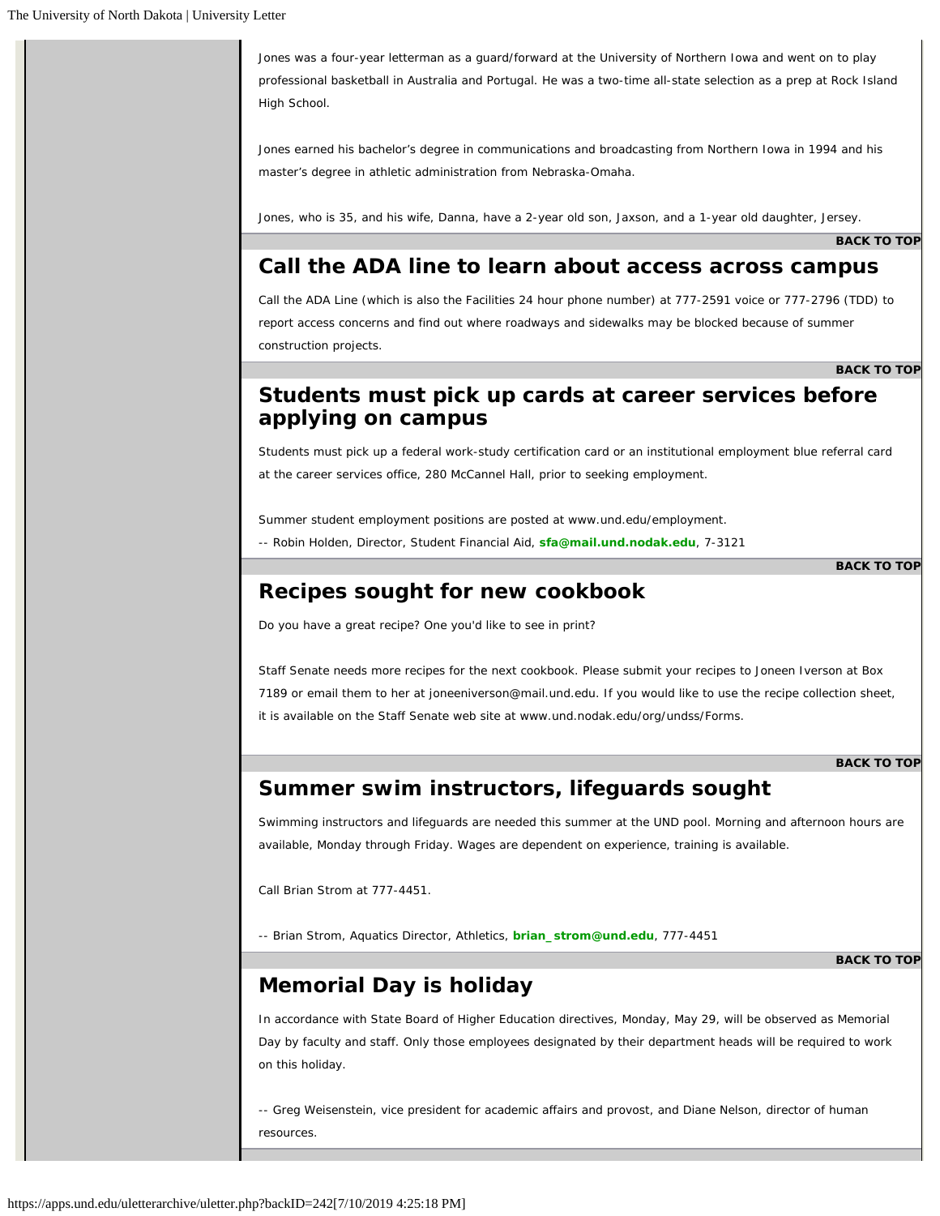Jones was a four-year letterman as a guard/forward at the University of Northern Iowa and went on to play professional basketball in Australia and Portugal. He was a two-time all-state selection as a prep at Rock Island High School.

Jones earned his bachelor's degree in communications and broadcasting from Northern Iowa in 1994 and his master's degree in athletic administration from Nebraska-Omaha.

Jones, who is 35, and his wife, Danna, have a 2-year old son, Jaxson, and a 1-year old daughter, Jersey.

**BACK TO TOP**

## Call the ADA line to learn about access across campus

Call the ADA Line (which is also the Facilities 24 hour phone number) at 777-2591 voice or 777-2796 (TDD) to report access concerns and find out where roadways and sidewalks may be blocked because of summer construction projects.

**BACK TO TOP**

## Students must pick up cards at career services before applying on campus

Students must pick up a federal work-study certification card or an institutional employment blue referral card at the career services office, 280 McCannel Hall, prior to seeking employment.

Summer student employment positions are posted at www.und.edu/employment.
-- Robin Holden, Director, Student Financial Aid, **sfa@mail.und.nodak.edu**, 7-3121

**BACK TO TOP**

## Recipes sought for new cookbook

Do you have a great recipe? One you'd like to see in print?

Staff Senate needs more recipes for the next cookbook. Please submit your recipes to Joneen Iverson at Box 7189 or email them to her at joneeniverson@mail.und.edu. If you would like to use the recipe collection sheet, it is available on the Staff Senate web site at www.und.nodak.edu/org/undss/Forms.

**BACK TO TOP**

## Summer swim instructors, lifeguards sought

Swimming instructors and lifeguards are needed this summer at the UND pool. Morning and afternoon hours are available, Monday through Friday. Wages are dependent on experience, training is available.

Call Brian Strom at 777-4451.

-- Brian Strom, Aquatics Director, Athletics, **brian_strom@und.edu**, 777-4451

**BACK TO TOP**

## Memorial Day is holiday

In accordance with State Board of Higher Education directives, Monday, May 29, will be observed as Memorial Day by faculty and staff. Only those employees designated by their department heads will be required to work on this holiday.

-- Greg Weisenstein, vice president for academic affairs and provost, and Diane Nelson, director of human resources.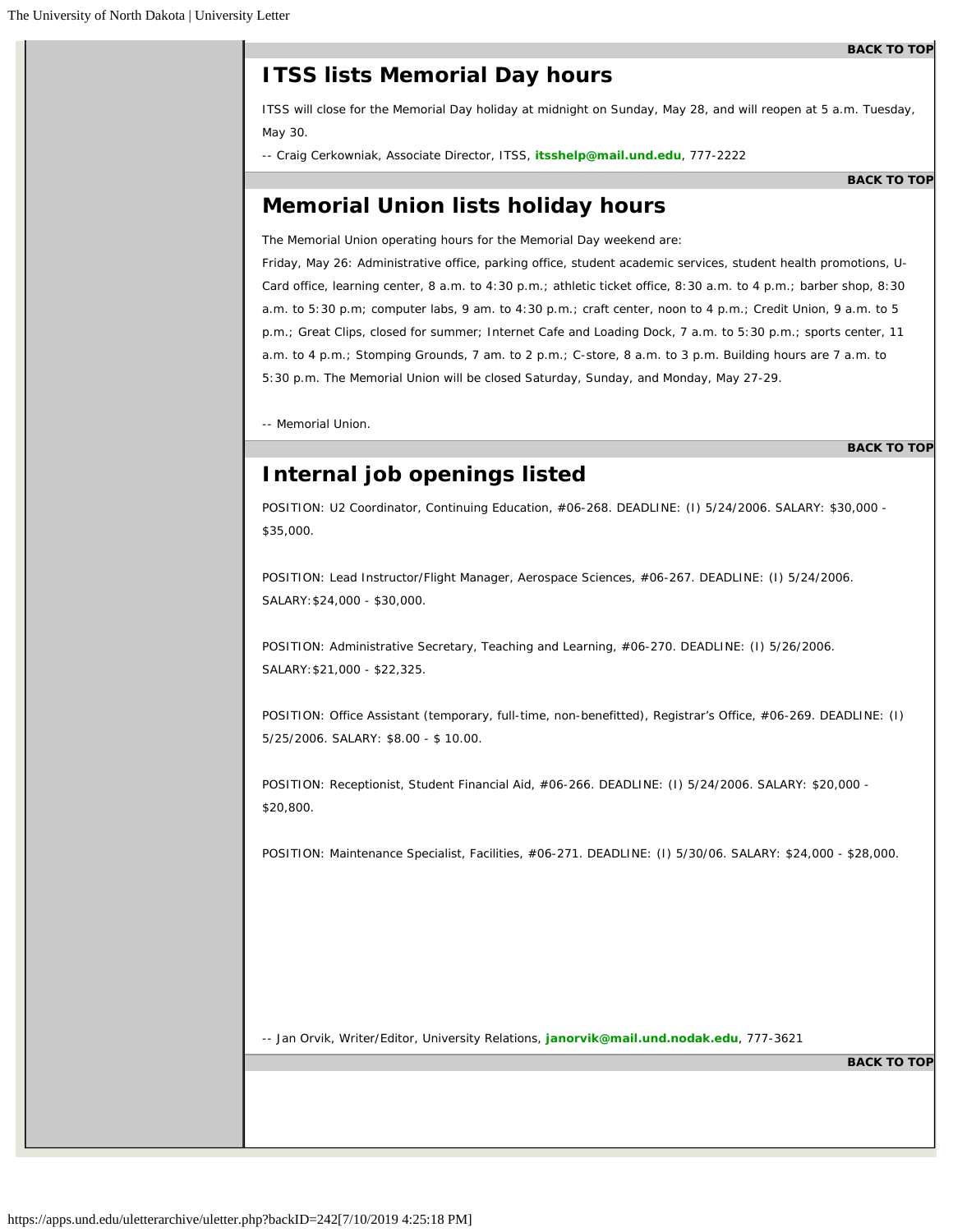**BACK TO TOP**

## ITSS lists Memorial Day hours

ITSS will close for the Memorial Day holiday at midnight on Sunday, May 28, and will reopen at 5 a.m. Tuesday, May 30.

-- Craig Cerkowniak, Associate Director, ITSS, **itsshelp@mail.und.edu**, 777-2222

**BACK TO TOP**

## Memorial Union lists holiday hours

The Memorial Union operating hours for the Memorial Day weekend are:

Friday, May 26: Administrative office, parking office, student academic services, student health promotions, U-Card office, learning center, 8 a.m. to 4:30 p.m.; athletic ticket office, 8:30 a.m. to 4 p.m.; barber shop, 8:30 a.m. to 5:30 p.m; computer labs, 9 am. to 4:30 p.m.; craft center, noon to 4 p.m.; Credit Union, 9 a.m. to 5 p.m.; Great Clips, closed for summer; Internet Cafe and Loading Dock, 7 a.m. to 5:30 p.m.; sports center, 11 a.m. to 4 p.m.; Stomping Grounds, 7 am. to 2 p.m.; C-store, 8 a.m. to 3 p.m. Building hours are 7 a.m. to 5:30 p.m. The Memorial Union will be closed Saturday, Sunday, and Monday, May 27-29.

-- Memorial Union.

**BACK TO TOP**

## Internal job openings listed

POSITION: U2 Coordinator, Continuing Education, #06-268. DEADLINE: (I) 5/24/2006. SALARY: $30,000 - $35,000.

POSITION: Lead Instructor/Flight Manager, Aerospace Sciences, #06-267. DEADLINE: (I) 5/24/2006. SALARY:$24,000 - $30,000.

POSITION: Administrative Secretary, Teaching and Learning, #06-270. DEADLINE: (I) 5/26/2006. SALARY:$21,000 - $22,325.

POSITION: Office Assistant (temporary, full-time, non-benefitted), Registrar's Office, #06-269. DEADLINE: (I) 5/25/2006. SALARY: $8.00 - $ 10.00.

POSITION: Receptionist, Student Financial Aid, #06-266. DEADLINE: (I) 5/24/2006. SALARY: $20,000 - $20,800.

POSITION: Maintenance Specialist, Facilities, #06-271. DEADLINE: (I) 5/30/06. SALARY: $24,000 - $28,000.

-- Jan Orvik, Writer/Editor, University Relations, **janorvik@mail.und.nodak.edu**, 777-3621

**BACK TO TOP**